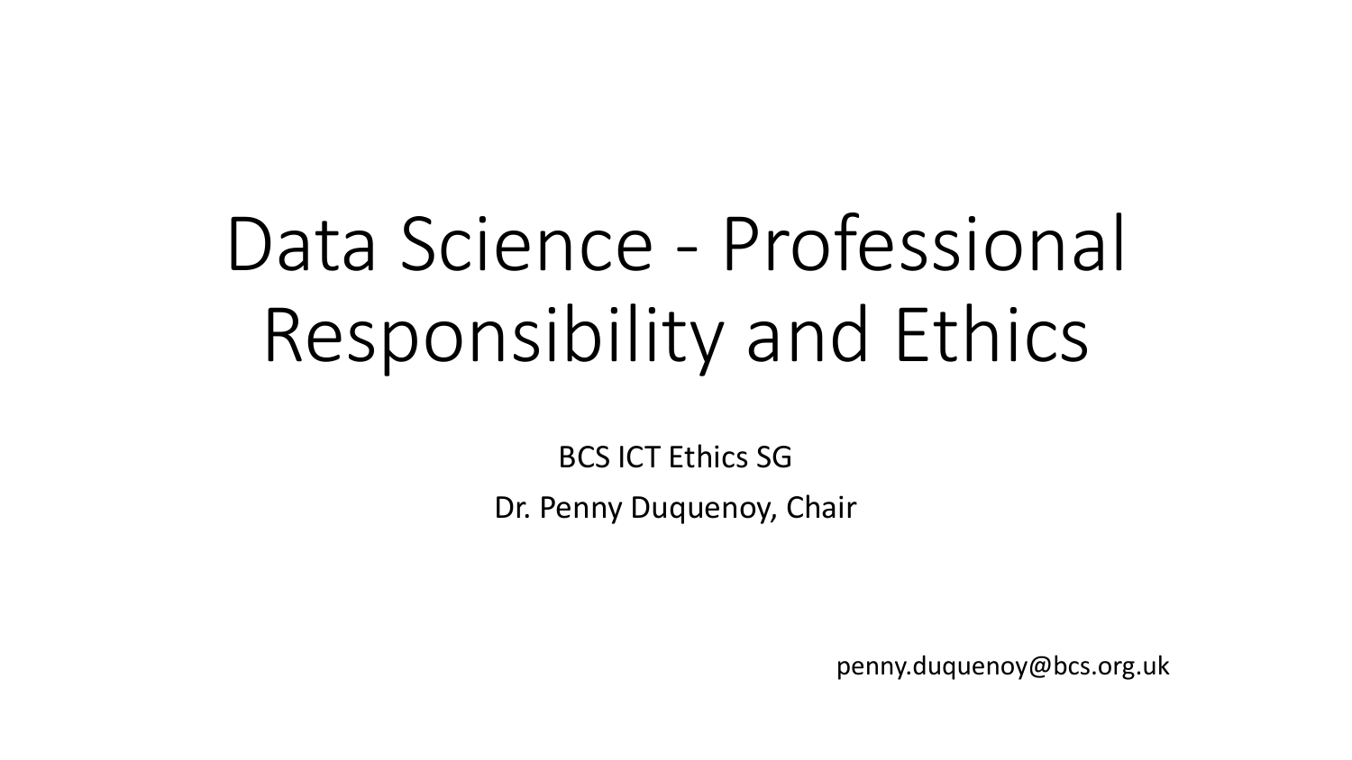# Data Science - Professional Responsibility and Ethics

BCS ICT Ethics SG

Dr. Penny Duquenoy, Chair

penny.duquenoy@bcs.org.uk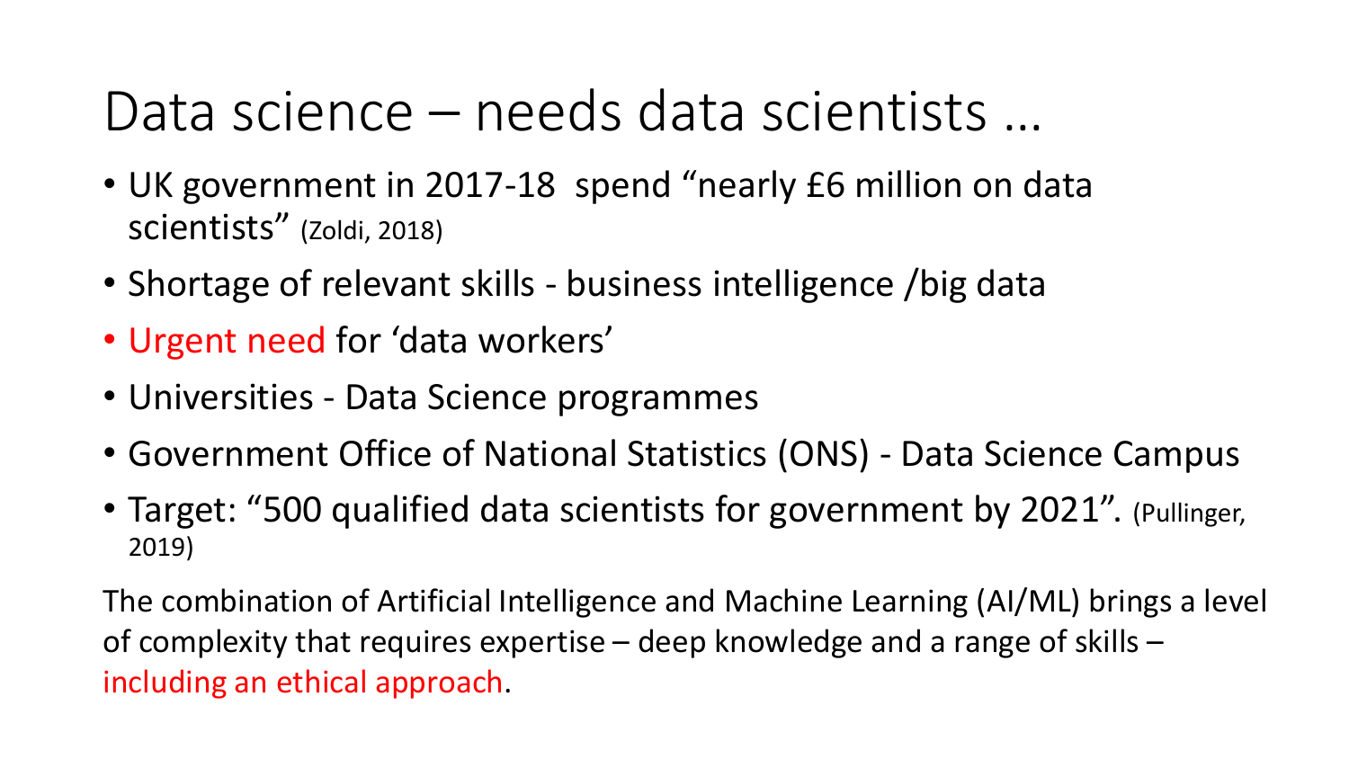# Data science – needs data scientists ...

- UK government in 2017-18 spend “nearly £6 million on data scientists” (Zoldi, 2018)
- Shortage of relevant skills - business intelligence /big data
- Urgent need for ‘data workers’
- Universities - Data Science programmes
- Government Office of National Statistics (ONS) - Data Science Campus
- Target: “500 qualified data scientists for government by 2021”. (Pullinger, 2019)

The combination of Artificial Intelligence and Machine Learning (AI/ML) brings a level of complexity that requires expertise – deep knowledge and a range of skills – including an ethical approach.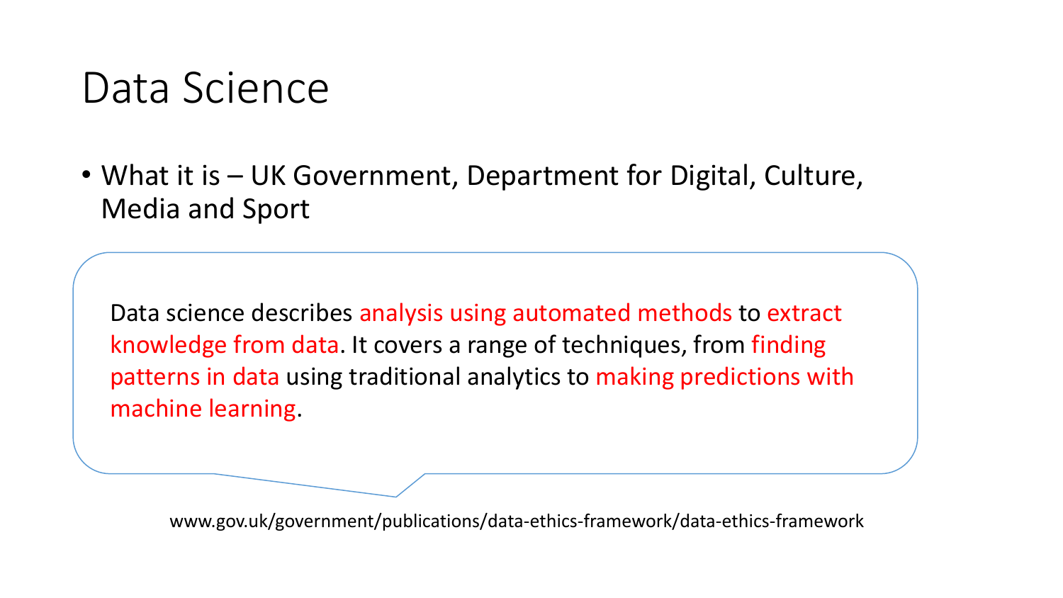# Data Science

- What it is – UK Government, Department for Digital, Culture, Media and Sport

> Data science describes analysis using automated methods to extract knowledge from data. It covers a range of techniques, from finding patterns in data using traditional analytics to making predictions with machine learning.

www.gov.uk/government/publications/data-ethics-framework/data-ethics-framework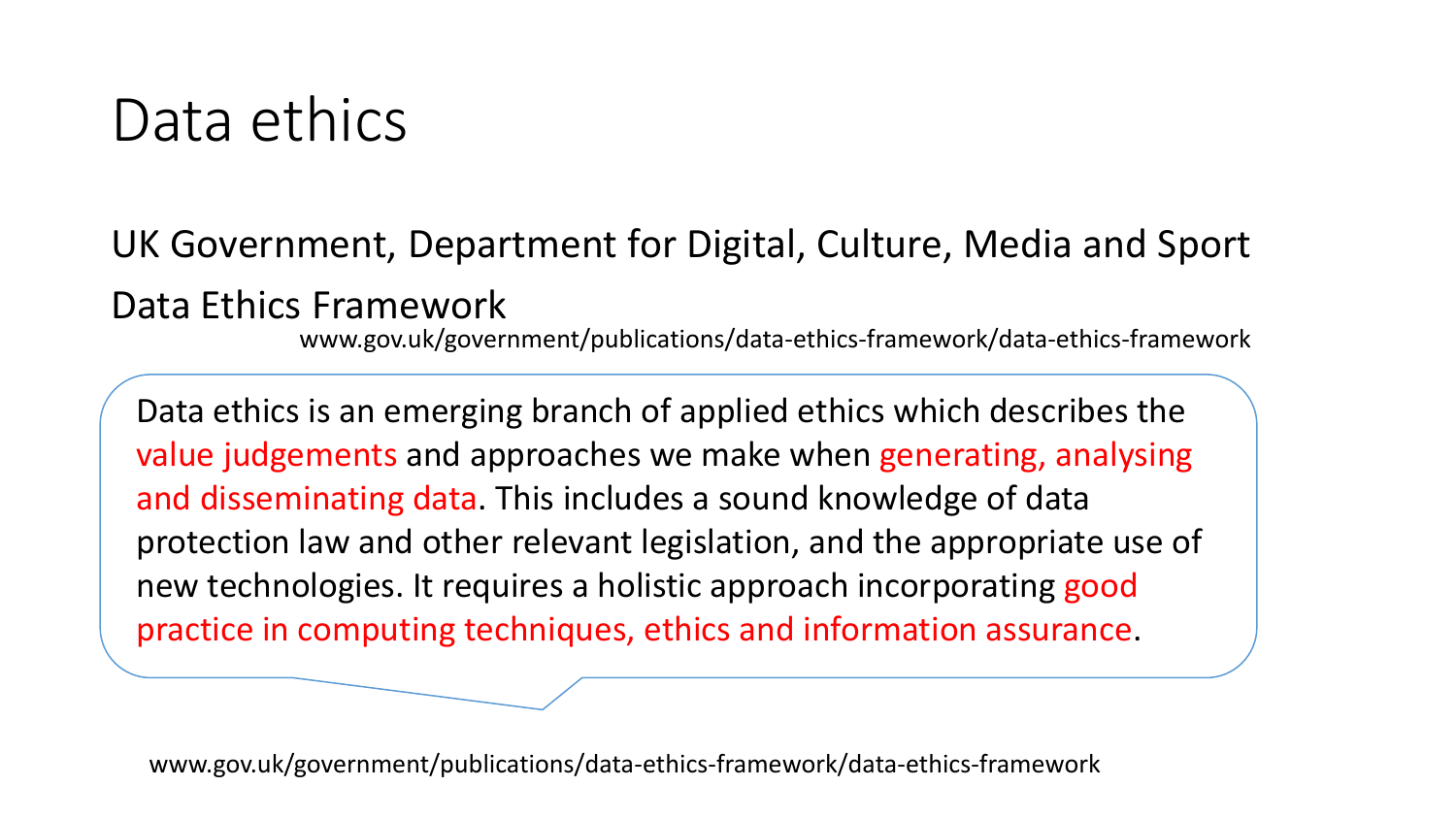# Data ethics

UK Government, Department for Digital, Culture, Media and Sport

Data Ethics Framework

www.gov.uk/government/publications/data-ethics-framework/data-ethics-framework

> Data ethics is an emerging branch of applied ethics which describes the value judgements and approaches we make when generating, analysing and disseminating data. This includes a sound knowledge of data protection law and other relevant legislation, and the appropriate use of new technologies. It requires a holistic approach incorporating good practice in computing techniques, ethics and information assurance.

www.gov.uk/government/publications/data-ethics-framework/data-ethics-framework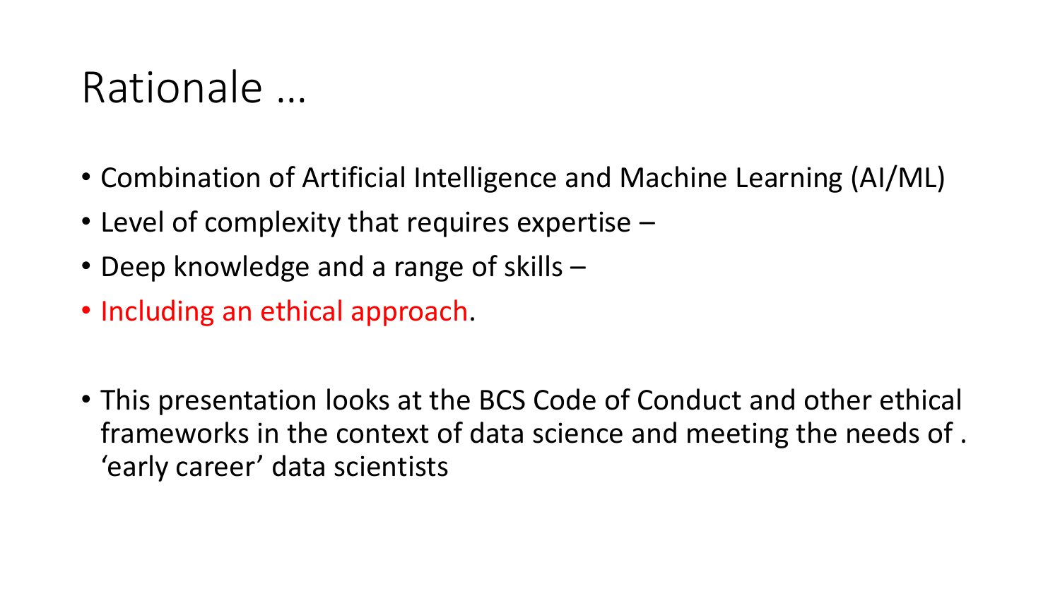# Rationale …

- Combination of Artificial Intelligence and Machine Learning (AI/ML)
- Level of complexity that requires expertise –
- Deep knowledge and a range of skills –
- Including an ethical approach.

- This presentation looks at the BCS Code of Conduct and other ethical frameworks in the context of data science and meeting the needs of . 'early career' data scientists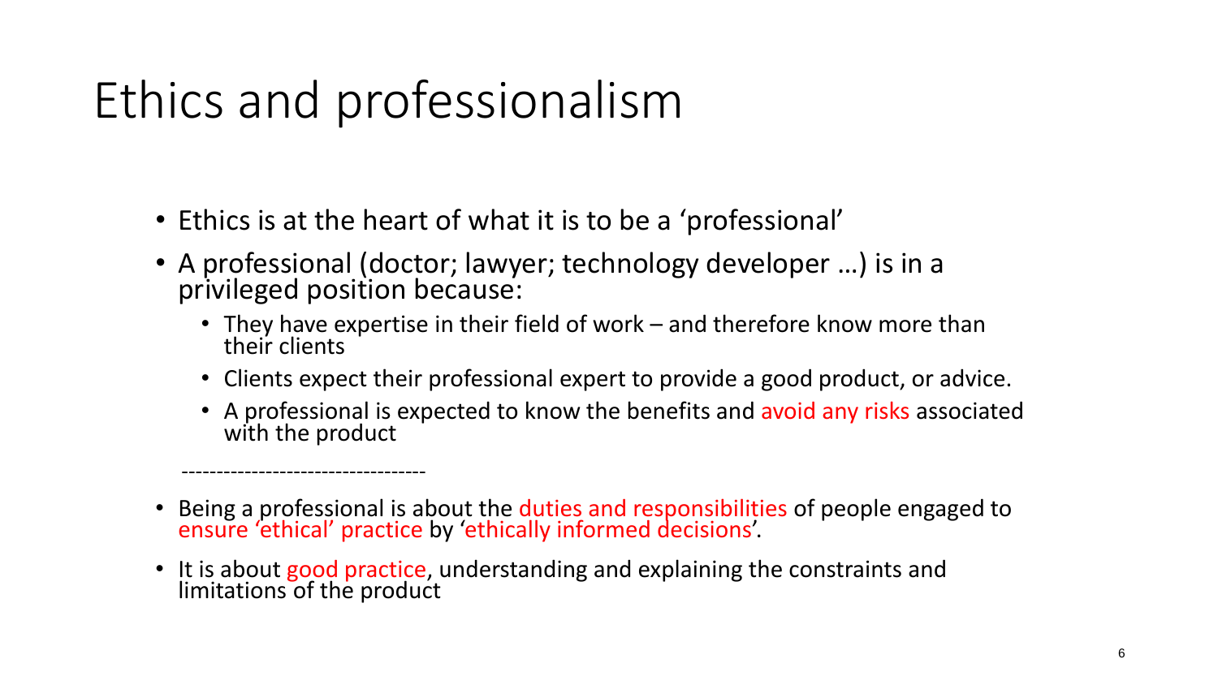# Ethics and professionalism

- Ethics is at the heart of what it is to be a 'professional'
- A professional (doctor; lawyer; technology developer …) is in a privileged position because:
  - They have expertise in their field of work – and therefore know more than their clients
  - Clients expect their professional expert to provide a good product, or advice.
  - A professional is expected to know the benefits and avoid any risks associated with the product

-----------------------------------

- Being a professional is about the duties and responsibilities of people engaged to ensure 'ethical' practice by 'ethically informed decisions'.
- It is about good practice, understanding and explaining the constraints and limitations of the product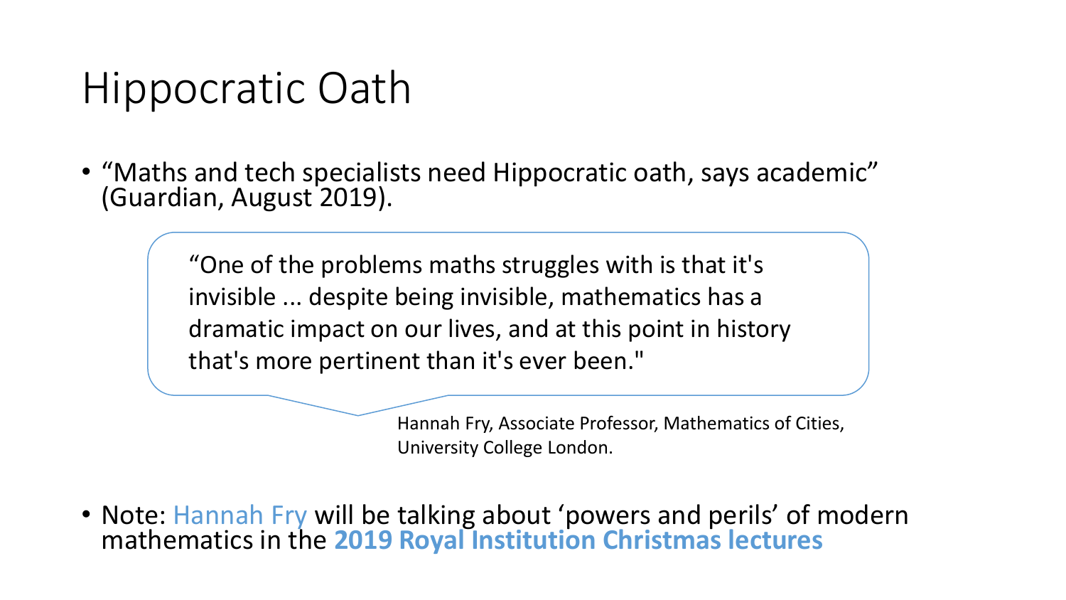# Hippocratic Oath

- "Maths and tech specialists need Hippocratic oath, says academic" (Guardian, August 2019).

> "One of the problems maths struggles with is that it's invisible ... despite being invisible, mathematics has a dramatic impact on our lives, and at this point in history that's more pertinent than it's ever been."

Hannah Fry, Associate Professor, Mathematics of Cities, University College London.

- Note: Hannah Fry will be talking about 'powers and perils' of modern mathematics in the **2019 Royal Institution Christmas lectures**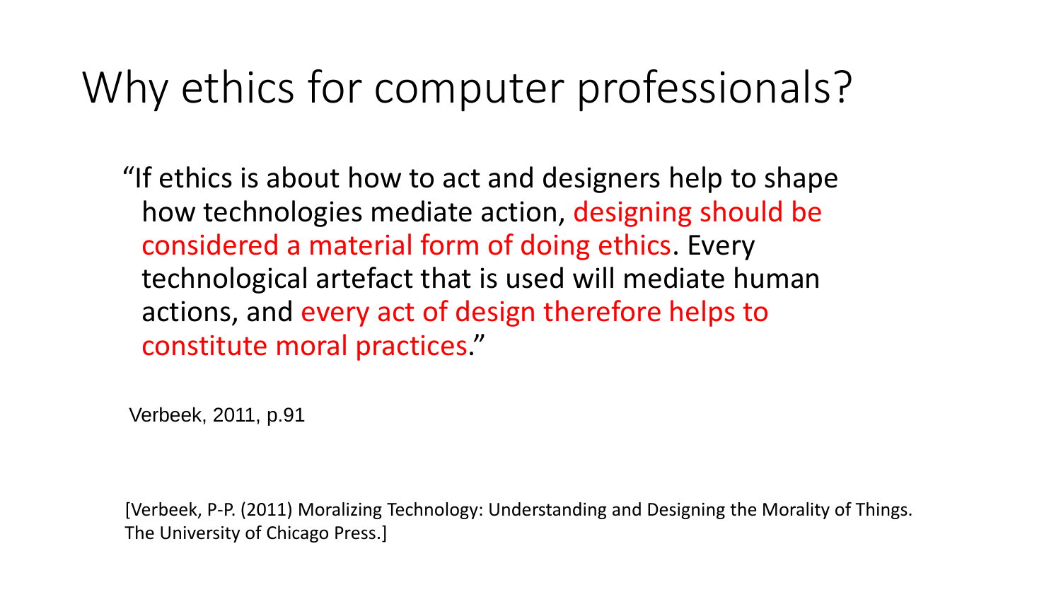# Why ethics for computer professionals?

> "If ethics is about how to act and designers help to shape how technologies mediate action, designing should be considered a material form of doing ethics. Every technological artefact that is used will mediate human actions, and every act of design therefore helps to constitute moral practices."

Verbeek, 2011, p.91

[Verbeek, P-P. (2011) Moralizing Technology: Understanding and Designing the Morality of Things. The University of Chicago Press.]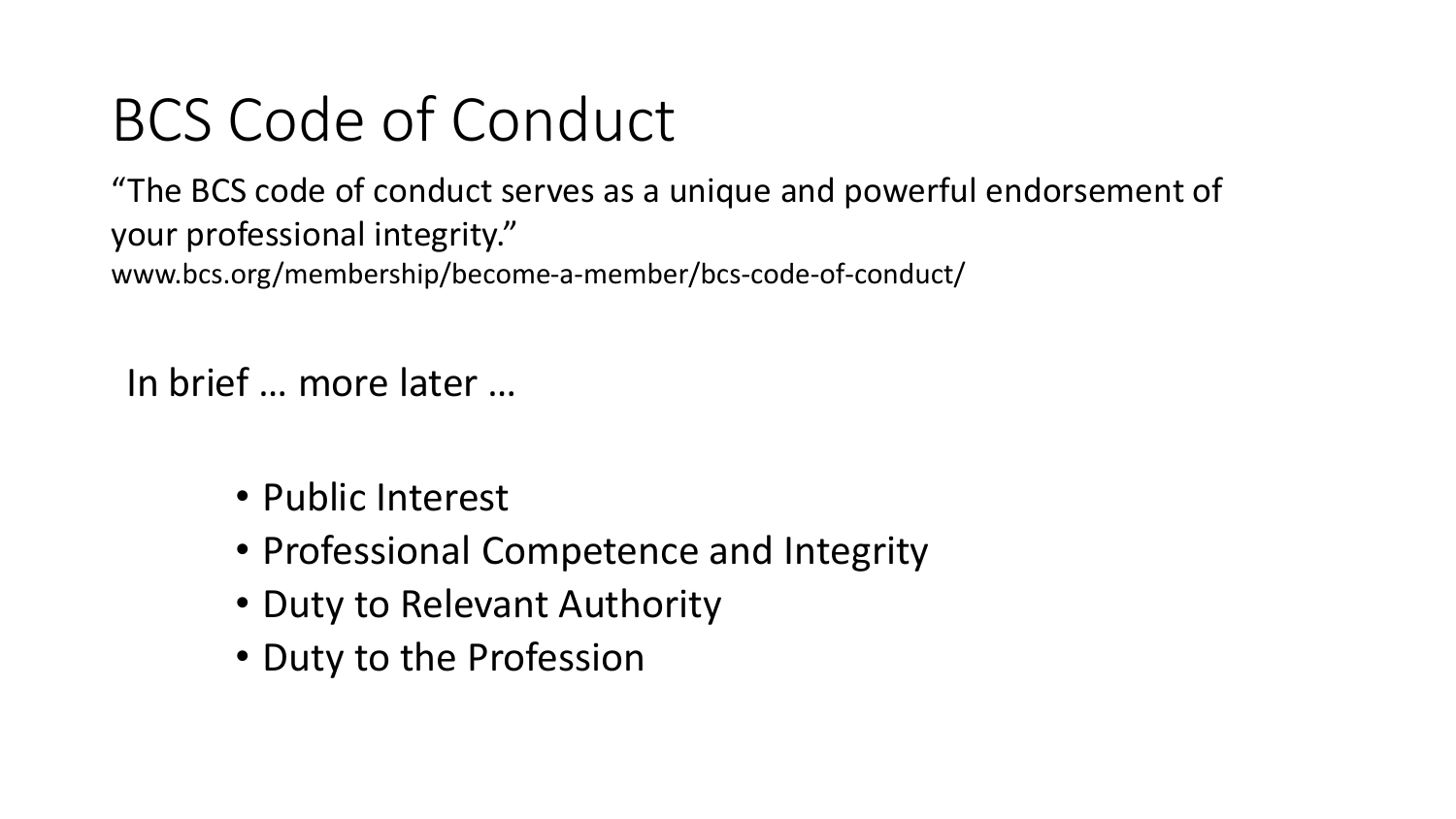# BCS Code of Conduct

"The BCS code of conduct serves as a unique and powerful endorsement of your professional integrity."
www.bcs.org/membership/become-a-member/bcs-code-of-conduct/

In brief … more later …

- Public Interest
- Professional Competence and Integrity
- Duty to Relevant Authority
- Duty to the Profession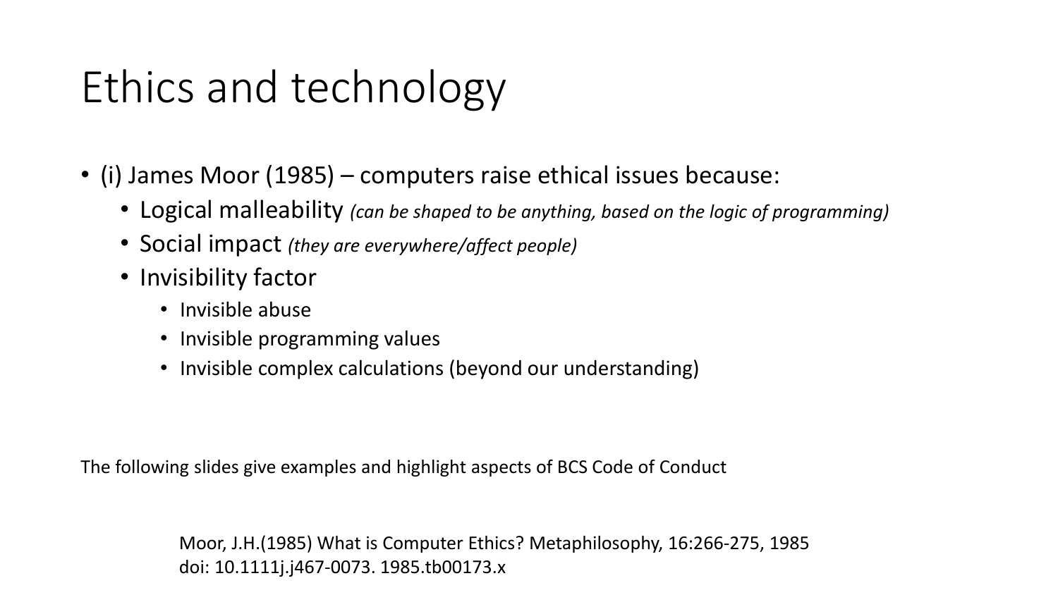# Ethics and technology

- (i) James Moor (1985) – computers raise ethical issues because:
  - Logical malleability *(can be shaped to be anything, based on the logic of programming)*
  - Social impact *(they are everywhere/affect people)*
  - Invisibility factor
    - Invisible abuse
    - Invisible programming values
    - Invisible complex calculations (beyond our understanding)

The following slides give examples and highlight aspects of BCS Code of Conduct

Moor, J.H.(1985) What is Computer Ethics? Metaphilosophy, 16:266-275, 1985
doi: 10.1111j.j467-0073. 1985.tb00173.x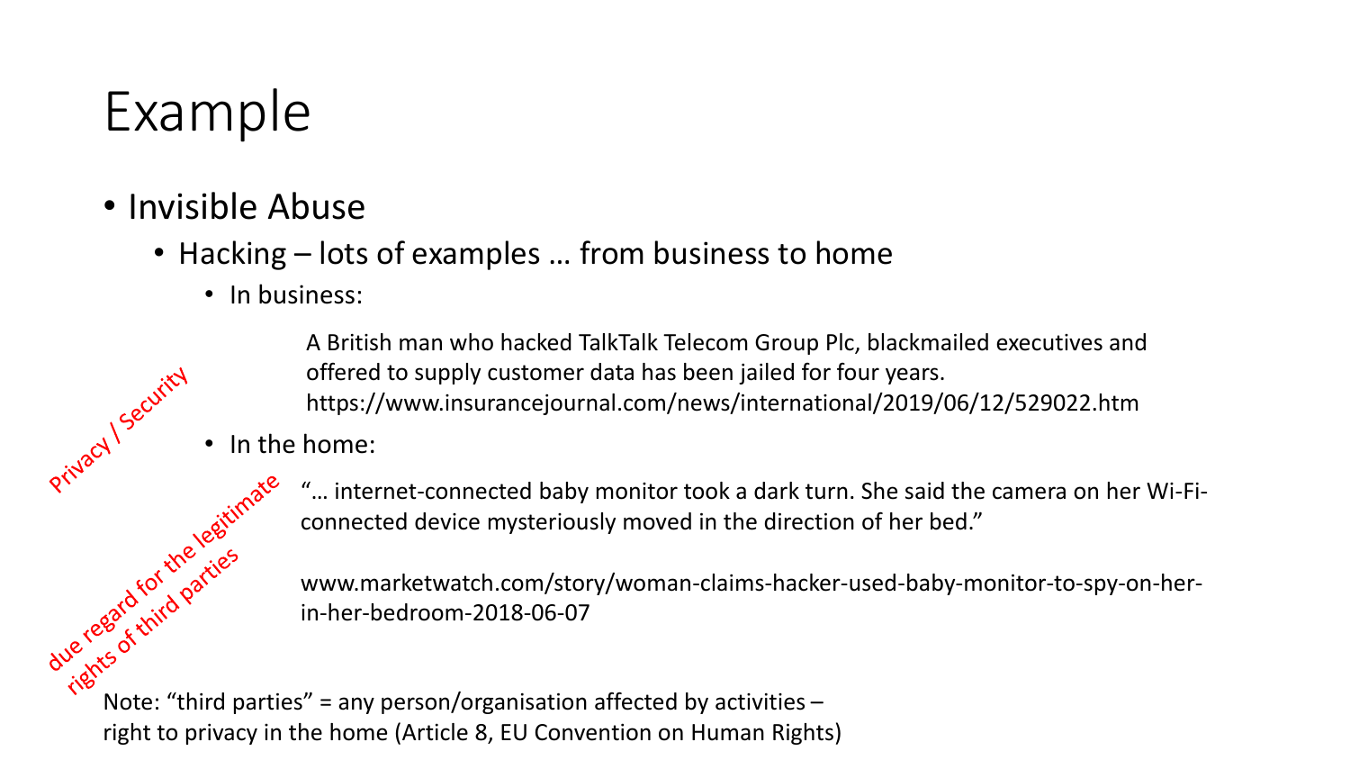# Example

- Invisible Abuse
  - Hacking – lots of examples … from business to home
    - In business:

      A British man who hacked TalkTalk Telecom Group Plc, blackmailed executives and offered to supply customer data has been jailed for four years.
      https://www.insurancejournal.com/news/international/2019/06/12/529022.htm

    - In the home:

      "… internet-connected baby monitor took a dark turn. She said the camera on her Wi-Fi-connected device mysteriously moved in the direction of her bed."

      www.marketwatch.com/story/woman-claims-hacker-used-baby-monitor-to-spy-on-her-in-her-bedroom-2018-06-07

Privacy / Security

due regard for the legitimate rights of third parties

Note: "third parties" = any person/organisation affected by activities – right to privacy in the home (Article 8, EU Convention on Human Rights)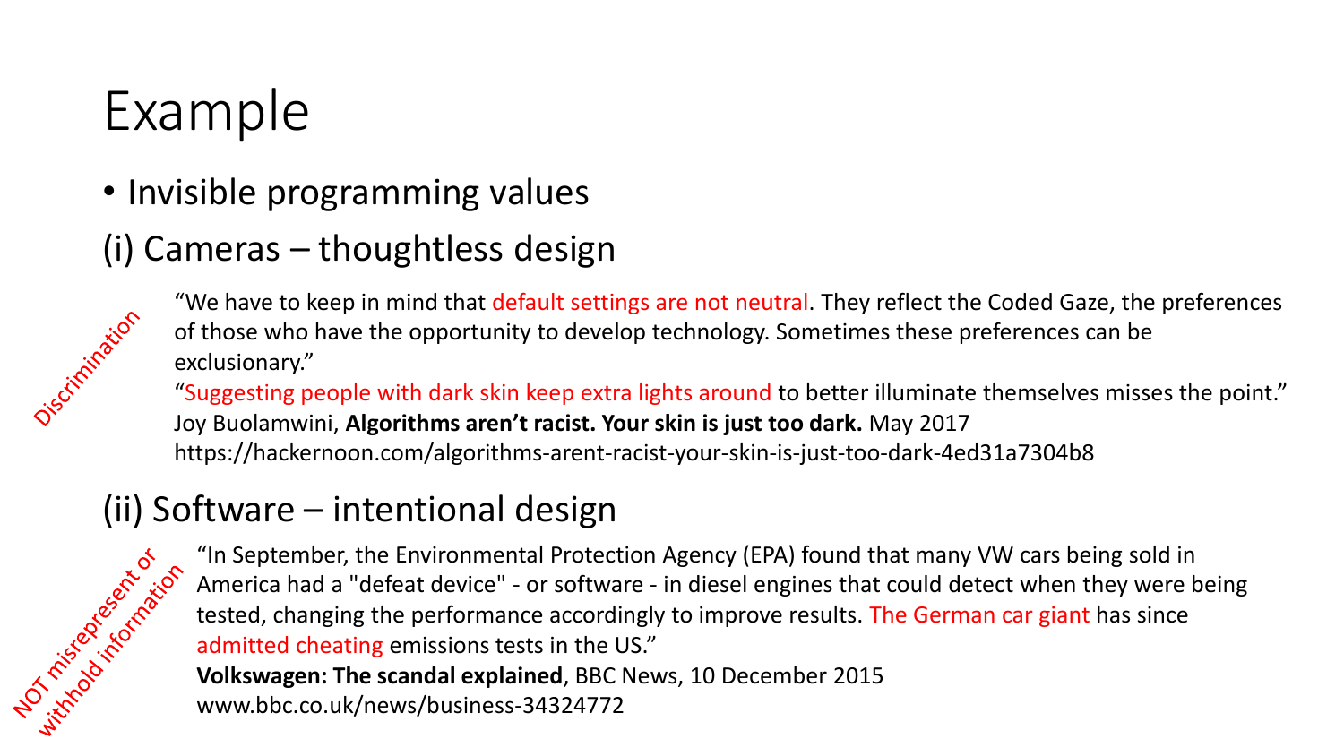# Example

- Invisible programming values

## (i) Cameras – thoughtless design

Discrimination

"We have to keep in mind that default settings are not neutral. They reflect the Coded Gaze, the preferences of those who have the opportunity to develop technology. Sometimes these preferences can be exclusionary."

"Suggesting people with dark skin keep extra lights around to better illuminate themselves misses the point."

Joy Buolamwini, **Algorithms aren't racist. Your skin is just too dark.** May 2017

https://hackernoon.com/algorithms-arent-racist-your-skin-is-just-too-dark-4ed31a7304b8

## (ii) Software – intentional design

NOT misrepresent or withhold information

"In September, the Environmental Protection Agency (EPA) found that many VW cars being sold in America had a "defeat device" - or software - in diesel engines that could detect when they were being tested, changing the performance accordingly to improve results. The German car giant has since admitted cheating emissions tests in the US."

**Volkswagen: The scandal explained**, BBC News, 10 December 2015

www.bbc.co.uk/news/business-34324772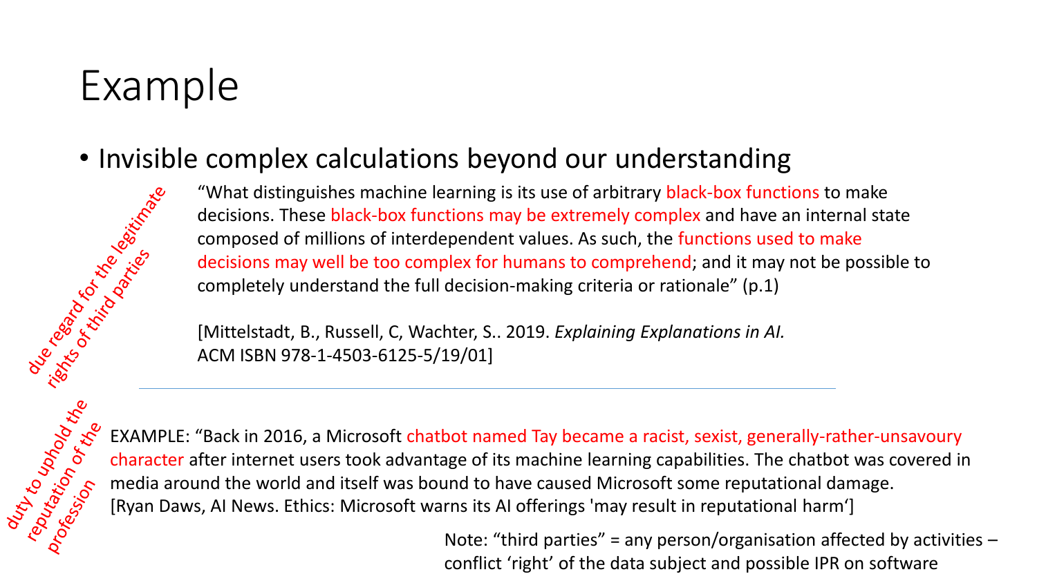# Example

- Invisible complex calculations beyond our understanding

due regard for the legitimate rights of third parties

"What distinguishes machine learning is its use of arbitrary black-box functions to make decisions. These black-box functions may be extremely complex and have an internal state composed of millions of interdependent values. As such, the functions used to make decisions may well be too complex for humans to comprehend; and it may not be possible to completely understand the full decision-making criteria or rationale" (p.1)

[Mittelstadt, B., Russell, C, Wachter, S.. 2019. *Explaining Explanations in AI.* ACM ISBN 978-1-4503-6125-5/19/01]

---

duty to uphold the reputation of the profession

EXAMPLE: "Back in 2016, a Microsoft chatbot named Tay became a racist, sexist, generally-rather-unsavoury character after internet users took advantage of its machine learning capabilities. The chatbot was covered in media around the world and itself was bound to have caused Microsoft some reputational damage.
[Ryan Daws, AI News. Ethics: Microsoft warns its AI offerings 'may result in reputational harm']

Note: "third parties" = any person/organisation affected by activities – conflict 'right' of the data subject and possible IPR on software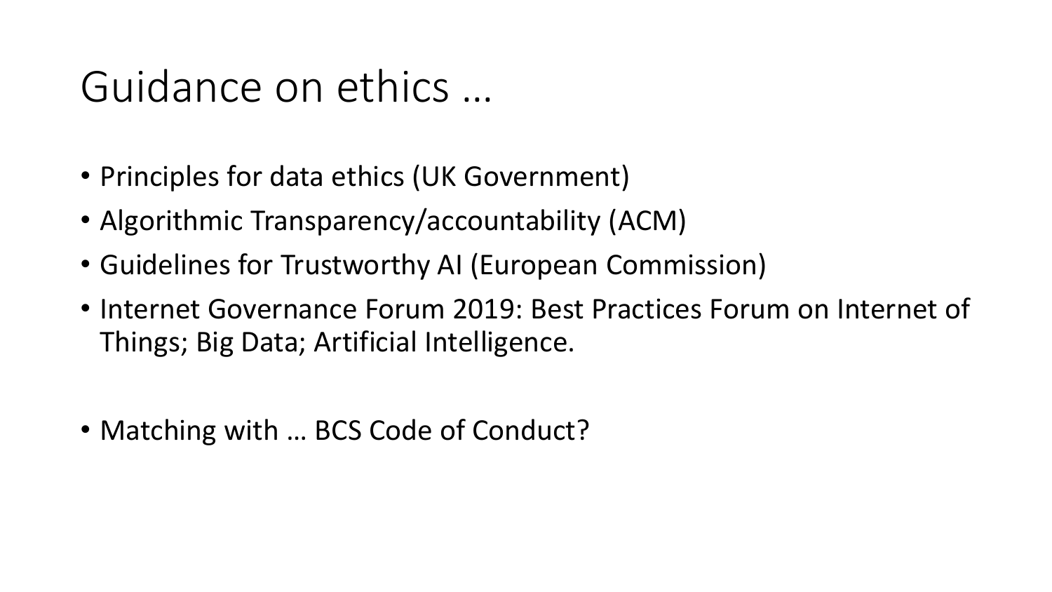# Guidance on ethics …

- Principles for data ethics (UK Government)
- Algorithmic Transparency/accountability (ACM)
- Guidelines for Trustworthy AI (European Commission)
- Internet Governance Forum 2019: Best Practices Forum on Internet of Things; Big Data; Artificial Intelligence.

- Matching with … BCS Code of Conduct?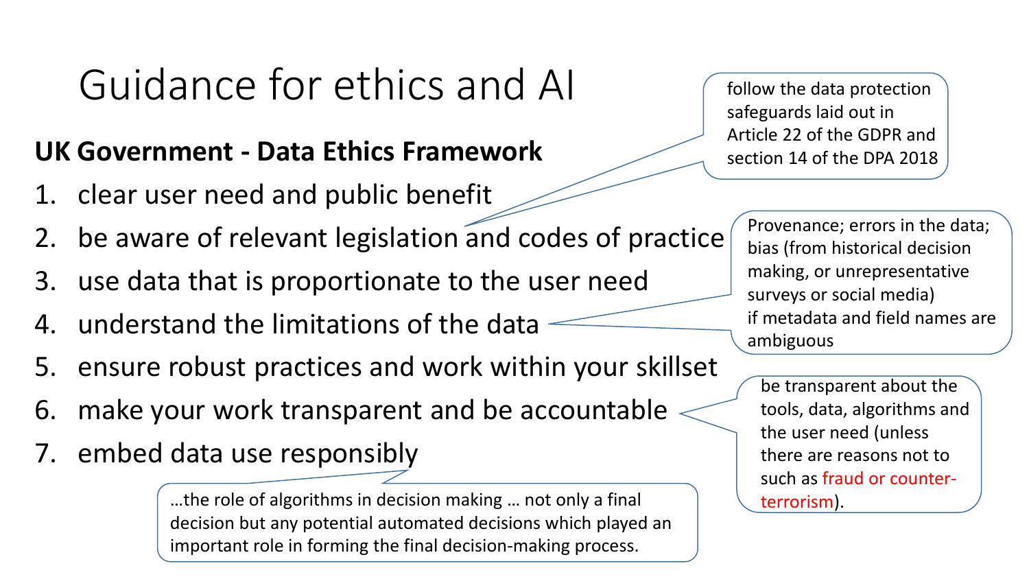# Guidance for ethics and AI

**UK Government - Data Ethics Framework**

1. clear user need and public benefit
2. be aware of relevant legislation and codes of practice
3. use data that is proportionate to the user need
4. understand the limitations of the data
5. ensure robust practices and work within your skillset
6. make your work transparent and be accountable
7. embed data use responsibly

> follow the data protection safeguards laid out in Article 22 of the GDPR and section 14 of the DPA 2018

> Provenance; errors in the data; bias (from historical decision making, or unrepresentative surveys or social media) if metadata and field names are ambiguous

> be transparent about the tools, data, algorithms and the user need (unless there are reasons not to such as fraud or counter-terrorism).

> …the role of algorithms in decision making … not only a final decision but any potential automated decisions which played an important role in forming the final decision-making process.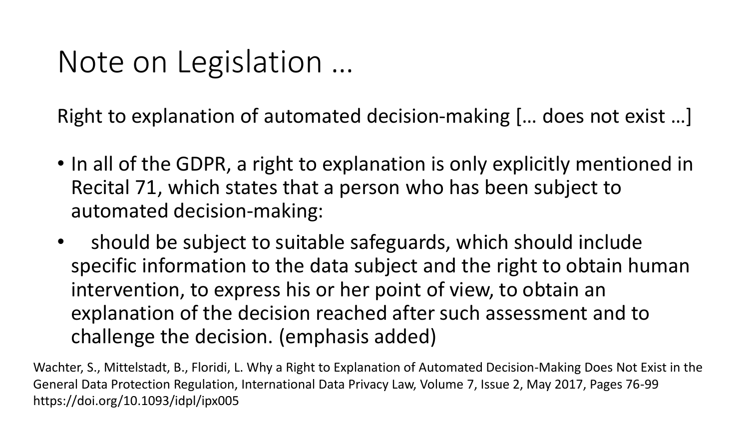# Note on Legislation …

Right to explanation of automated decision-making [… does not exist …]

- In all of the GDPR, a right to explanation is only explicitly mentioned in Recital 71, which states that a person who has been subject to automated decision-making:
- should be subject to suitable safeguards, which should include specific information to the data subject and the right to obtain human intervention, to express his or her point of view, to obtain an explanation of the decision reached after such assessment and to challenge the decision. (emphasis added)

Wachter, S., Mittelstadt, B., Floridi, L. Why a Right to Explanation of Automated Decision-Making Does Not Exist in the General Data Protection Regulation, International Data Privacy Law, Volume 7, Issue 2, May 2017, Pages 76-99 https://doi.org/10.1093/idpl/ipx005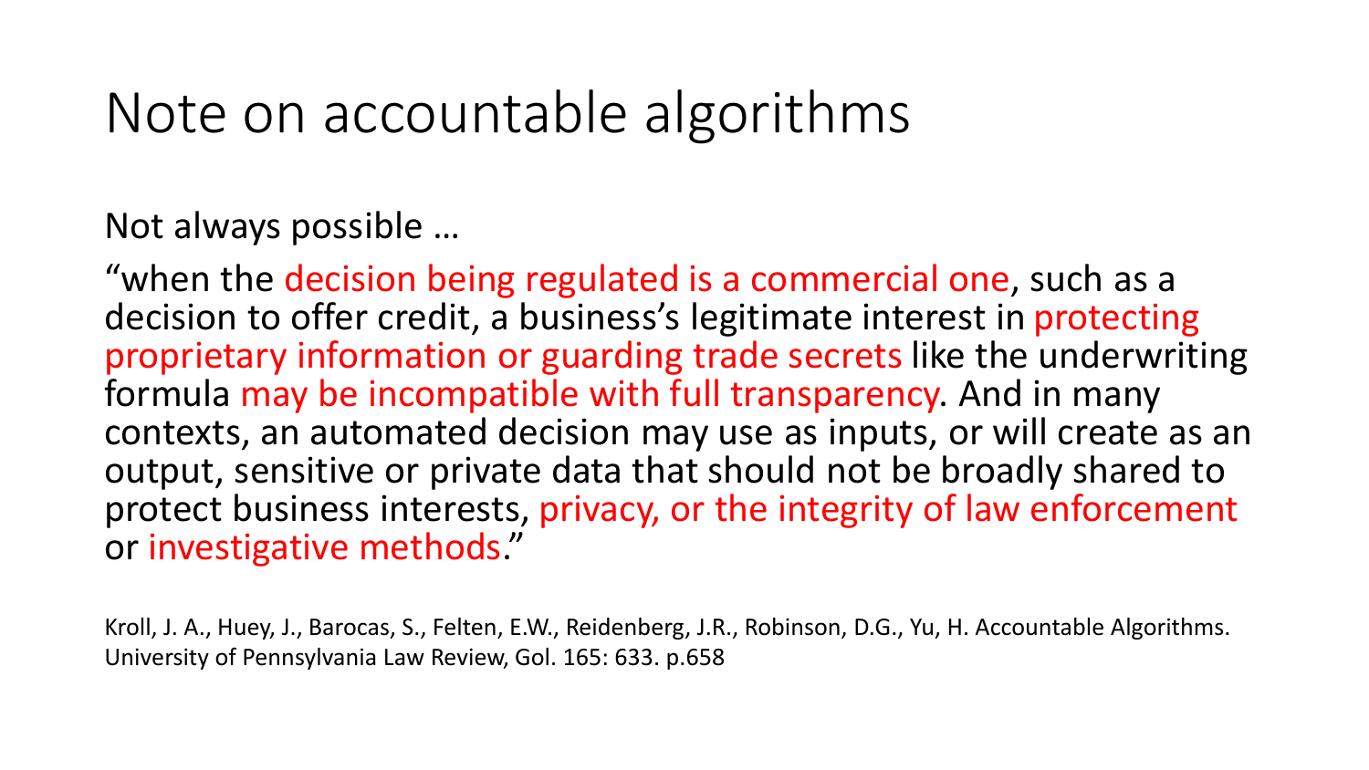# Note on accountable algorithms

Not always possible …

"when the decision being regulated is a commercial one, such as a decision to offer credit, a business's legitimate interest in protecting proprietary information or guarding trade secrets like the underwriting formula may be incompatible with full transparency. And in many contexts, an automated decision may use as inputs, or will create as an output, sensitive or private data that should not be broadly shared to protect business interests, privacy, or the integrity of law enforcement or investigative methods."

Kroll, J. A., Huey, J., Barocas, S., Felten, E.W., Reidenberg, J.R., Robinson, D.G., Yu, H. Accountable Algorithms. University of Pennsylvania Law Review, Gol. 165: 633. p.658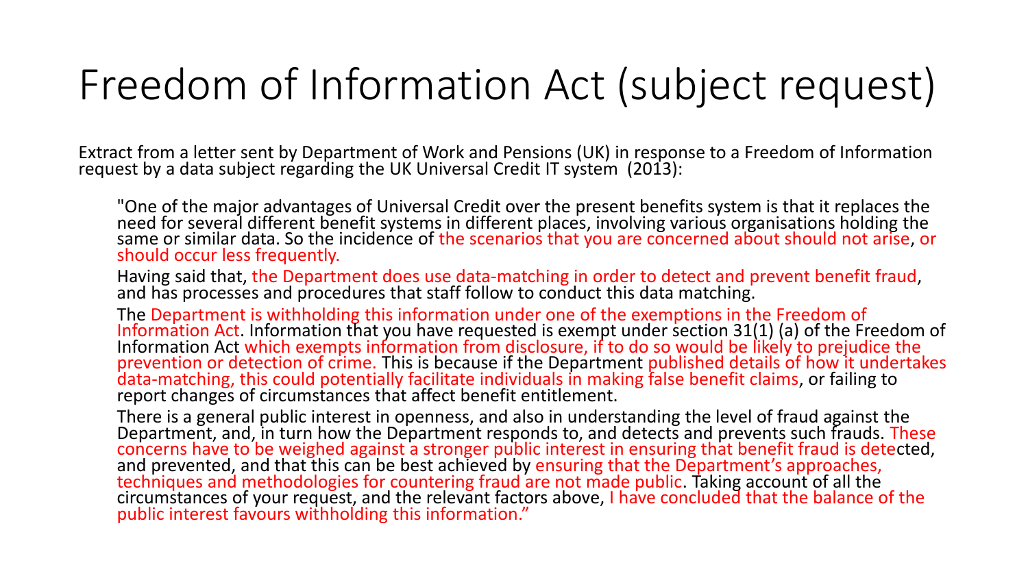# Freedom of Information Act (subject request)

Extract from a letter sent by Department of Work and Pensions (UK) in response to a Freedom of Information request by a data subject regarding the UK Universal Credit IT system (2013):

> "One of the major advantages of Universal Credit over the present benefits system is that it replaces the need for several different benefit systems in different places, involving various organisations holding the same or similar data. So the incidence of the scenarios that you are concerned about should not arise, or should occur less frequently.
>
> Having said that, the Department does use data-matching in order to detect and prevent benefit fraud, and has processes and procedures that staff follow to conduct this data matching.
>
> The Department is withholding this information under one of the exemptions in the Freedom of Information Act. Information that you have requested is exempt under section 31(1) (a) of the Freedom of Information Act which exempts information from disclosure, if to do so would be likely to prejudice the prevention or detection of crime. This is because if the Department published details of how it undertakes data-matching, this could potentially facilitate individuals in making false benefit claims, or failing to report changes of circumstances that affect benefit entitlement.
>
> There is a general public interest in openness, and also in understanding the level of fraud against the Department, and, in turn how the Department responds to, and detects and prevents such frauds. These concerns have to be weighed against a stronger public interest in ensuring that benefit fraud is detected, and prevented, and that this can be best achieved by ensuring that the Department's approaches, techniques and methodologies for countering fraud are not made public. Taking account of all the circumstances of your request, and the relevant factors above, I have concluded that the balance of the public interest favours withholding this information."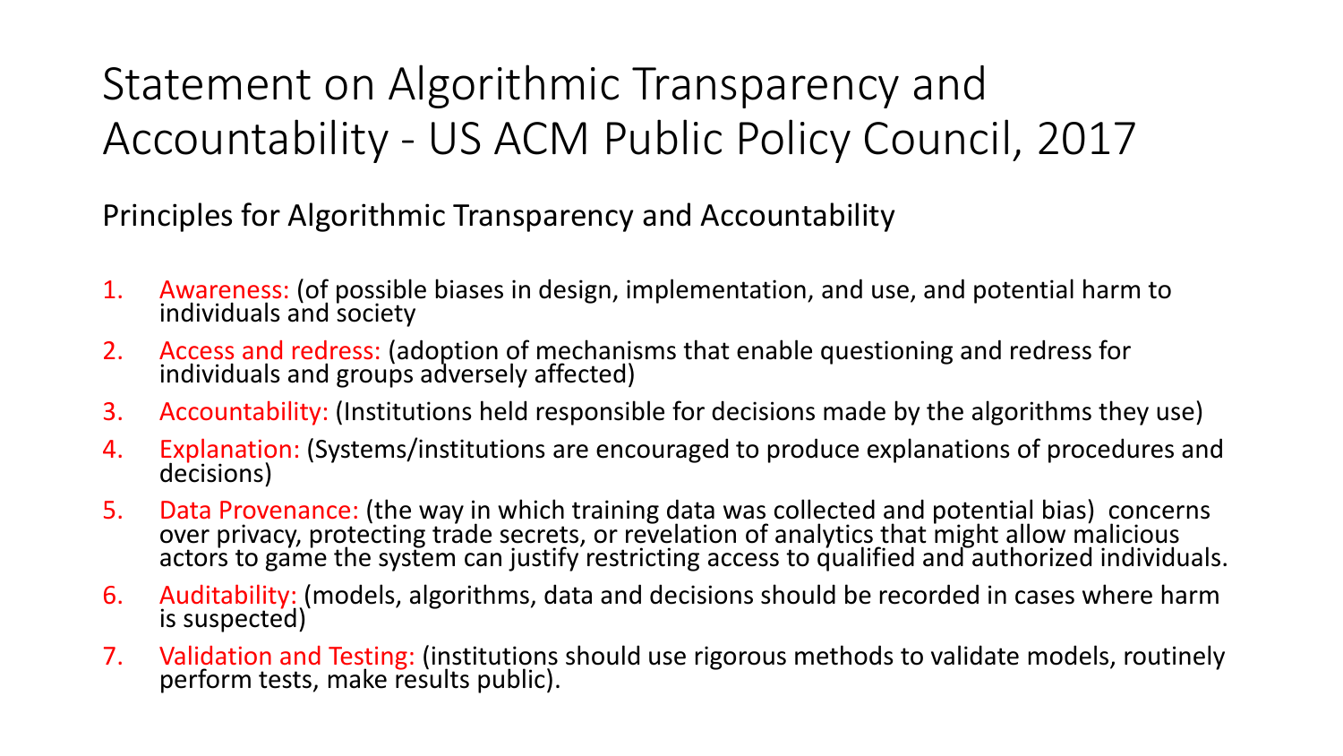# Statement on Algorithmic Transparency and Accountability - US ACM Public Policy Council, 2017

Principles for Algorithmic Transparency and Accountability

1. Awareness: (of possible biases in design, implementation, and use, and potential harm to individuals and society
2. Access and redress: (adoption of mechanisms that enable questioning and redress for individuals and groups adversely affected)
3. Accountability: (Institutions held responsible for decisions made by the algorithms they use)
4. Explanation: (Systems/institutions are encouraged to produce explanations of procedures and decisions)
5. Data Provenance: (the way in which training data was collected and potential bias) concerns over privacy, protecting trade secrets, or revelation of analytics that might allow malicious actors to game the system can justify restricting access to qualified and authorized individuals.
6. Auditability: (models, algorithms, data and decisions should be recorded in cases where harm is suspected)
7. Validation and Testing: (institutions should use rigorous methods to validate models, routinely perform tests, make results public).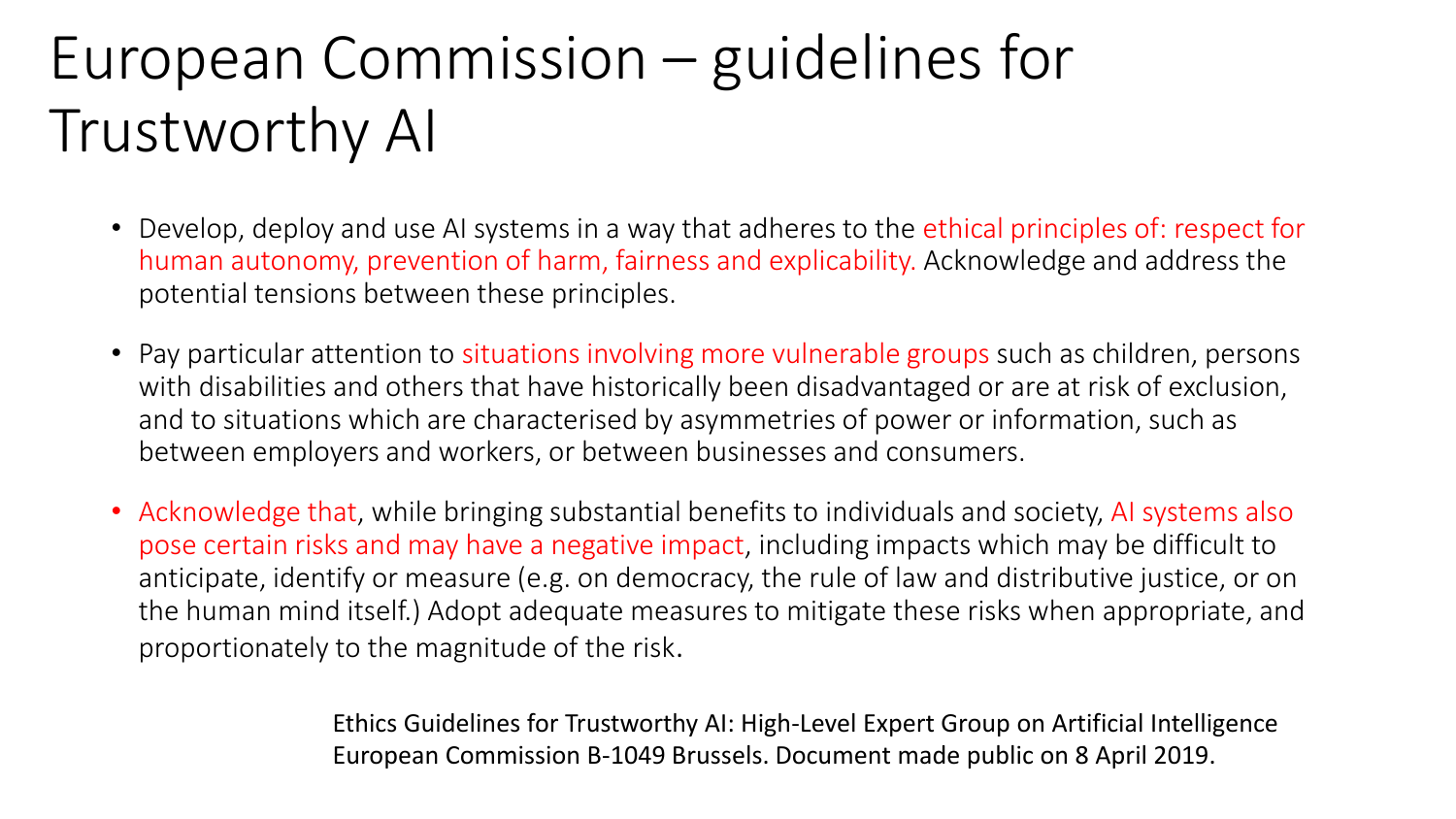# European Commission – guidelines for Trustworthy AI

- Develop, deploy and use AI systems in a way that adheres to the ethical principles of: respect for human autonomy, prevention of harm, fairness and explicability. Acknowledge and address the potential tensions between these principles.
- Pay particular attention to situations involving more vulnerable groups such as children, persons with disabilities and others that have historically been disadvantaged or are at risk of exclusion, and to situations which are characterised by asymmetries of power or information, such as between employers and workers, or between businesses and consumers.
- Acknowledge that, while bringing substantial benefits to individuals and society, AI systems also pose certain risks and may have a negative impact, including impacts which may be difficult to anticipate, identify or measure (e.g. on democracy, the rule of law and distributive justice, or on the human mind itself.) Adopt adequate measures to mitigate these risks when appropriate, and proportionately to the magnitude of the risk.

Ethics Guidelines for Trustworthy AI: High-Level Expert Group on Artificial Intelligence European Commission B-1049 Brussels. Document made public on 8 April 2019.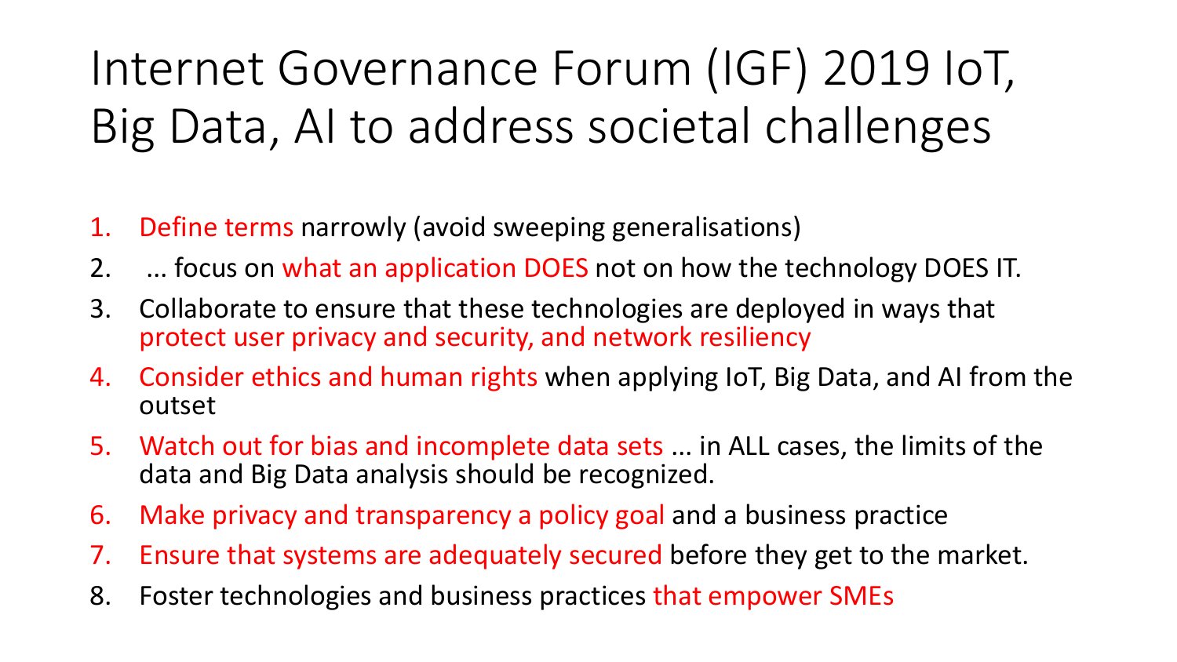# Internet Governance Forum (IGF) 2019 IoT, Big Data, AI to address societal challenges

1. Define terms narrowly (avoid sweeping generalisations)
2. ... focus on what an application DOES not on how the technology DOES IT.
3. Collaborate to ensure that these technologies are deployed in ways that protect user privacy and security, and network resiliency
4. Consider ethics and human rights when applying IoT, Big Data, and AI from the outset
5. Watch out for bias and incomplete data sets ... in ALL cases, the limits of the data and Big Data analysis should be recognized.
6. Make privacy and transparency a policy goal and a business practice
7. Ensure that systems are adequately secured before they get to the market.
8. Foster technologies and business practices that empower SMEs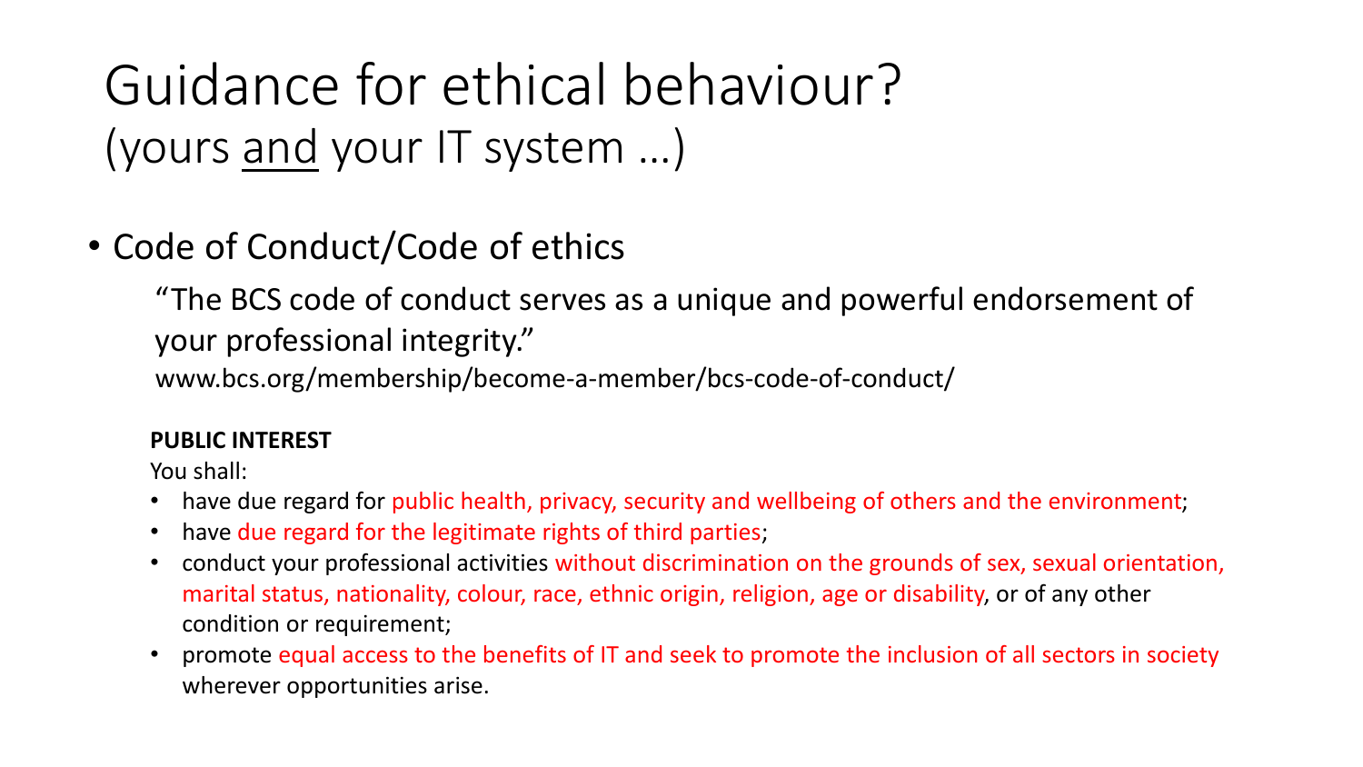# Guidance for ethical behaviour?
## (yours <u>and</u> your IT system …)

- Code of Conduct/Code of ethics

  "The BCS code of conduct serves as a unique and powerful endorsement of your professional integrity."

  www.bcs.org/membership/become-a-member/bcs-code-of-conduct/

**PUBLIC INTEREST**

You shall:

- have due regard for public health, privacy, security and wellbeing of others and the environment;
- have due regard for the legitimate rights of third parties;
- conduct your professional activities without discrimination on the grounds of sex, sexual orientation, marital status, nationality, colour, race, ethnic origin, religion, age or disability, or of any other condition or requirement;
- promote equal access to the benefits of IT and seek to promote the inclusion of all sectors in society wherever opportunities arise.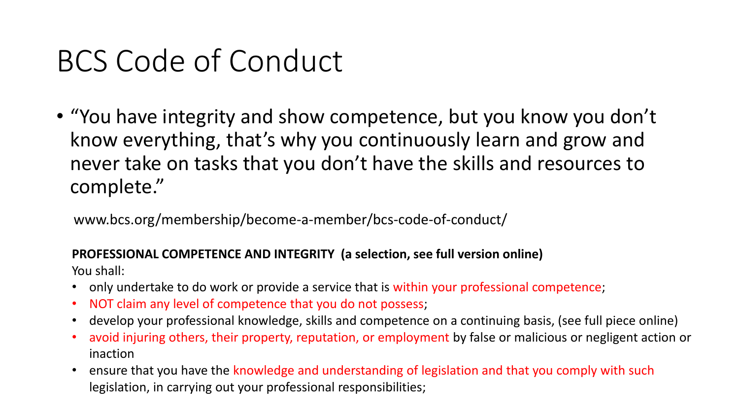# BCS Code of Conduct

- “You have integrity and show competence, but you know you don’t know everything, that’s why you continuously learn and grow and never take on tasks that you don’t have the skills and resources to complete.”

www.bcs.org/membership/become-a-member/bcs-code-of-conduct/

**PROFESSIONAL COMPETENCE AND INTEGRITY (a selection, see full version online)**

You shall:

- only undertake to do work or provide a service that is within your professional competence;
- NOT claim any level of competence that you do not possess;
- develop your professional knowledge, skills and competence on a continuing basis, (see full piece online)
- avoid injuring others, their property, reputation, or employment by false or malicious or negligent action or inaction
- ensure that you have the knowledge and understanding of legislation and that you comply with such legislation, in carrying out your professional responsibilities;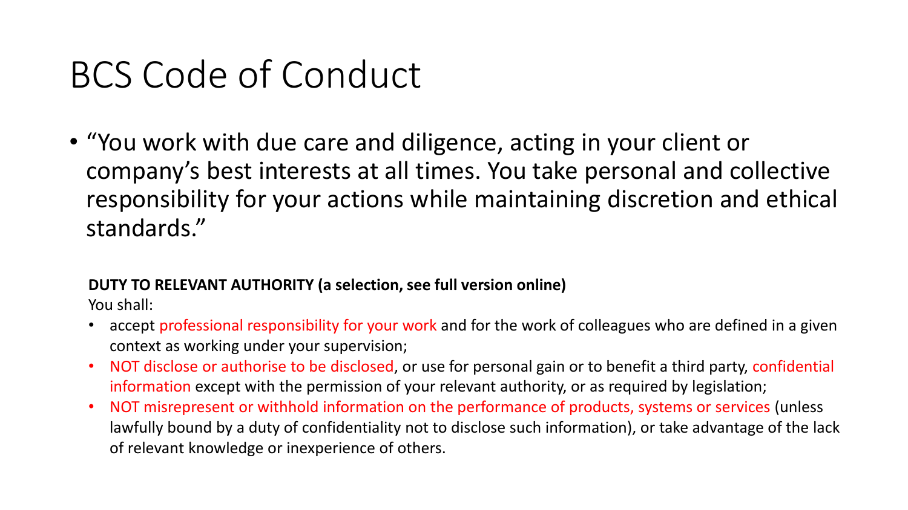# BCS Code of Conduct

- "You work with due care and diligence, acting in your client or company's best interests at all times. You take personal and collective responsibility for your actions while maintaining discretion and ethical standards."

**DUTY TO RELEVANT AUTHORITY (a selection, see full version online)**

You shall:

- accept professional responsibility for your work and for the work of colleagues who are defined in a given context as working under your supervision;
- NOT disclose or authorise to be disclosed, or use for personal gain or to benefit a third party, confidential information except with the permission of your relevant authority, or as required by legislation;
- NOT misrepresent or withhold information on the performance of products, systems or services (unless lawfully bound by a duty of confidentiality not to disclose such information), or take advantage of the lack of relevant knowledge or inexperience of others.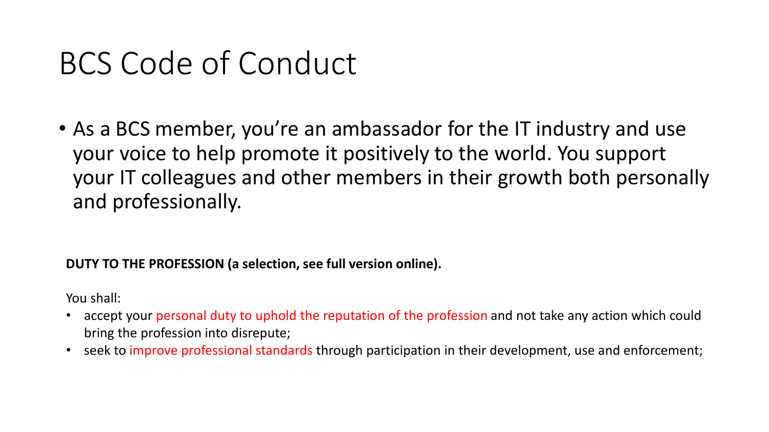# BCS Code of Conduct

- As a BCS member, you're an ambassador for the IT industry and use your voice to help promote it positively to the world. You support your IT colleagues and other members in their growth both personally and professionally.

**DUTY TO THE PROFESSION (a selection, see full version online).**

You shall:

- accept your personal duty to uphold the reputation of the profession and not take any action which could bring the profession into disrepute;
- seek to improve professional standards through participation in their development, use and enforcement;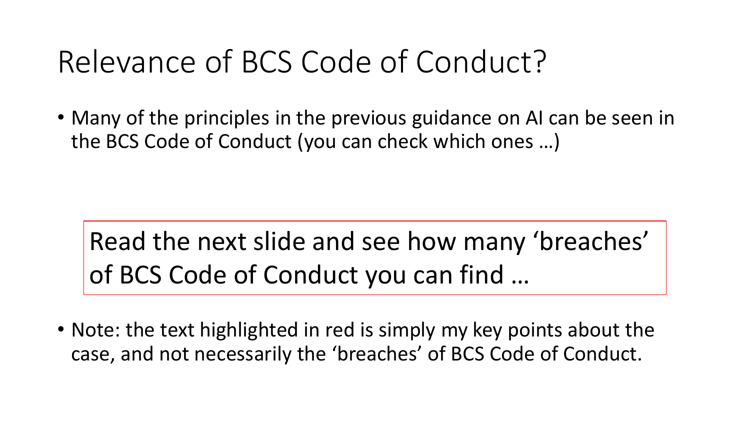# Relevance of BCS Code of Conduct?

- Many of the principles in the previous guidance on AI can be seen in the BCS Code of Conduct (you can check which ones …)

> Read the next slide and see how many 'breaches' of BCS Code of Conduct you can find …

- Note: the text highlighted in red is simply my key points about the case, and not necessarily the 'breaches' of BCS Code of Conduct.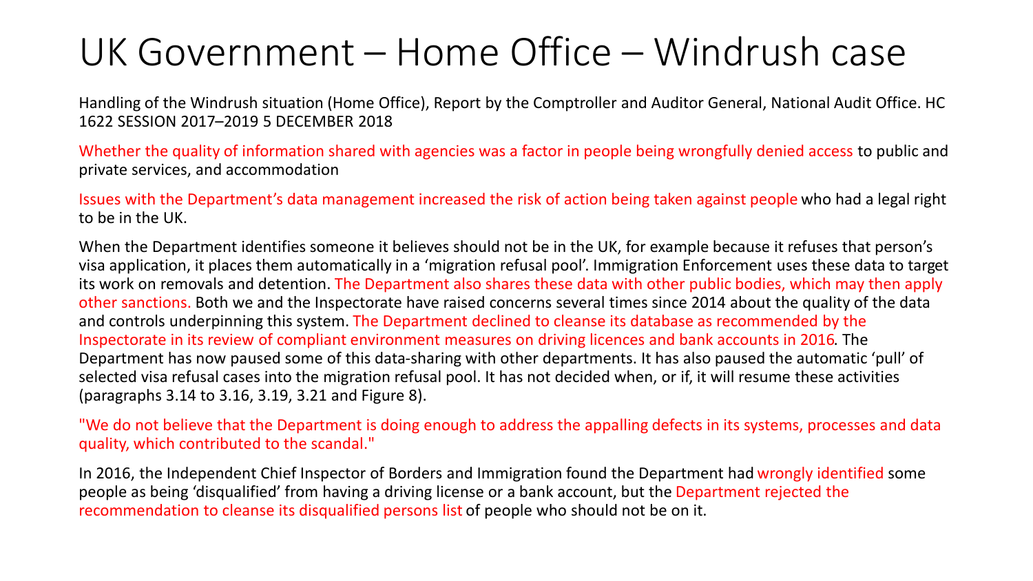# UK Government – Home Office – Windrush case

Handling of the Windrush situation (Home Office), Report by the Comptroller and Auditor General, National Audit Office. HC 1622 SESSION 2017–2019 5 DECEMBER 2018

Whether the quality of information shared with agencies was a factor in people being wrongfully denied access to public and private services, and accommodation

Issues with the Department's data management increased the risk of action being taken against people who had a legal right to be in the UK.

When the Department identifies someone it believes should not be in the UK, for example because it refuses that person's visa application, it places them automatically in a 'migration refusal pool'. Immigration Enforcement uses these data to target its work on removals and detention. The Department also shares these data with other public bodies, which may then apply other sanctions. Both we and the Inspectorate have raised concerns several times since 2014 about the quality of the data and controls underpinning this system. The Department declined to cleanse its database as recommended by the Inspectorate in its review of compliant environment measures on driving licences and bank accounts in 2016. The Department has now paused some of this data-sharing with other departments. It has also paused the automatic 'pull' of selected visa refusal cases into the migration refusal pool. It has not decided when, or if, it will resume these activities (paragraphs 3.14 to 3.16, 3.19, 3.21 and Figure 8).

"We do not believe that the Department is doing enough to address the appalling defects in its systems, processes and data quality, which contributed to the scandal."

In 2016, the Independent Chief Inspector of Borders and Immigration found the Department had wrongly identified some people as being 'disqualified' from having a driving license or a bank account, but the Department rejected the recommendation to cleanse its disqualified persons list of people who should not be on it.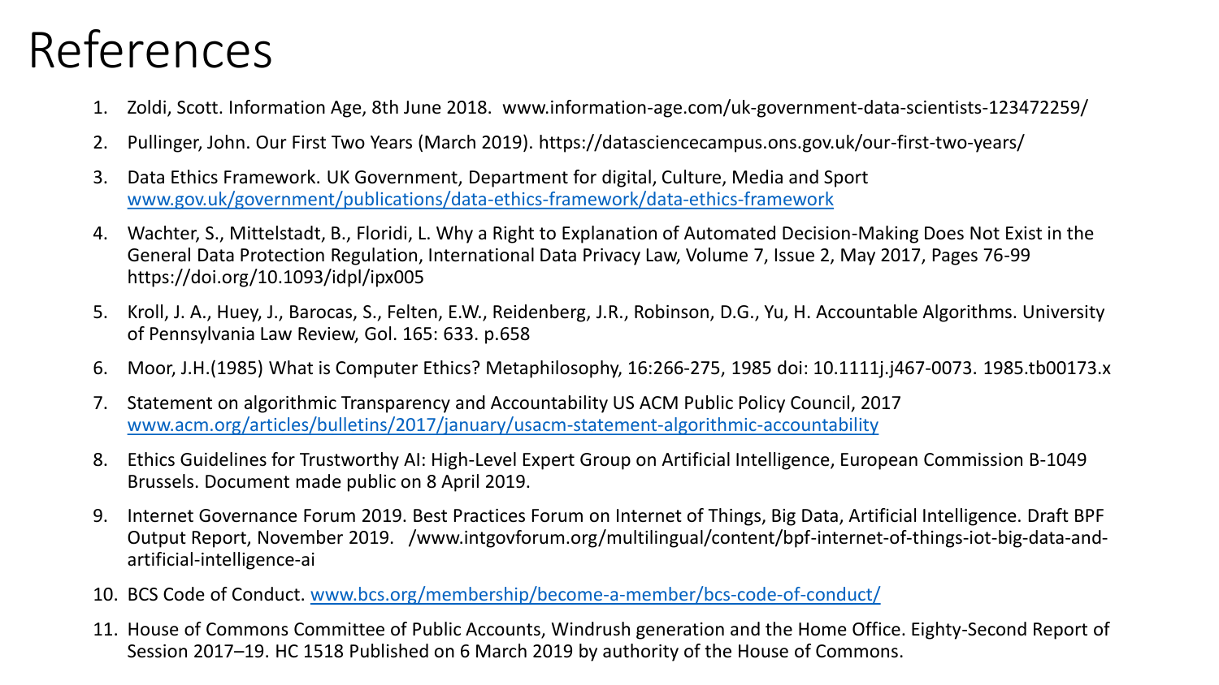# References

1. Zoldi, Scott. Information Age, 8th June 2018. www.information-age.com/uk-government-data-scientists-123472259/
2. Pullinger, John. Our First Two Years (March 2019). https://datasciencecampus.ons.gov.uk/our-first-two-years/
3. Data Ethics Framework. UK Government, Department for digital, Culture, Media and Sport www.gov.uk/government/publications/data-ethics-framework/data-ethics-framework
4. Wachter, S., Mittelstadt, B., Floridi, L. Why a Right to Explanation of Automated Decision-Making Does Not Exist in the General Data Protection Regulation, International Data Privacy Law, Volume 7, Issue 2, May 2017, Pages 76-99 https://doi.org/10.1093/idpl/ipx005
5. Kroll, J. A., Huey, J., Barocas, S., Felten, E.W., Reidenberg, J.R., Robinson, D.G., Yu, H. Accountable Algorithms. University of Pennsylvania Law Review, Gol. 165: 633. p.658
6. Moor, J.H.(1985) What is Computer Ethics? Metaphilosophy, 16:266-275, 1985 doi: 10.1111j.j467-0073. 1985.tb00173.x
7. Statement on algorithmic Transparency and Accountability US ACM Public Policy Council, 2017 www.acm.org/articles/bulletins/2017/january/usacm-statement-algorithmic-accountability
8. Ethics Guidelines for Trustworthy AI: High-Level Expert Group on Artificial Intelligence, European Commission B-1049 Brussels. Document made public on 8 April 2019.
9. Internet Governance Forum 2019. Best Practices Forum on Internet of Things, Big Data, Artificial Intelligence. Draft BPF Output Report, November 2019. /www.intgovforum.org/multilingual/content/bpf-internet-of-things-iot-big-data-and-artificial-intelligence-ai
10. BCS Code of Conduct. www.bcs.org/membership/become-a-member/bcs-code-of-conduct/
11. House of Commons Committee of Public Accounts, Windrush generation and the Home Office. Eighty-Second Report of Session 2017–19. HC 1518 Published on 6 March 2019 by authority of the House of Commons.